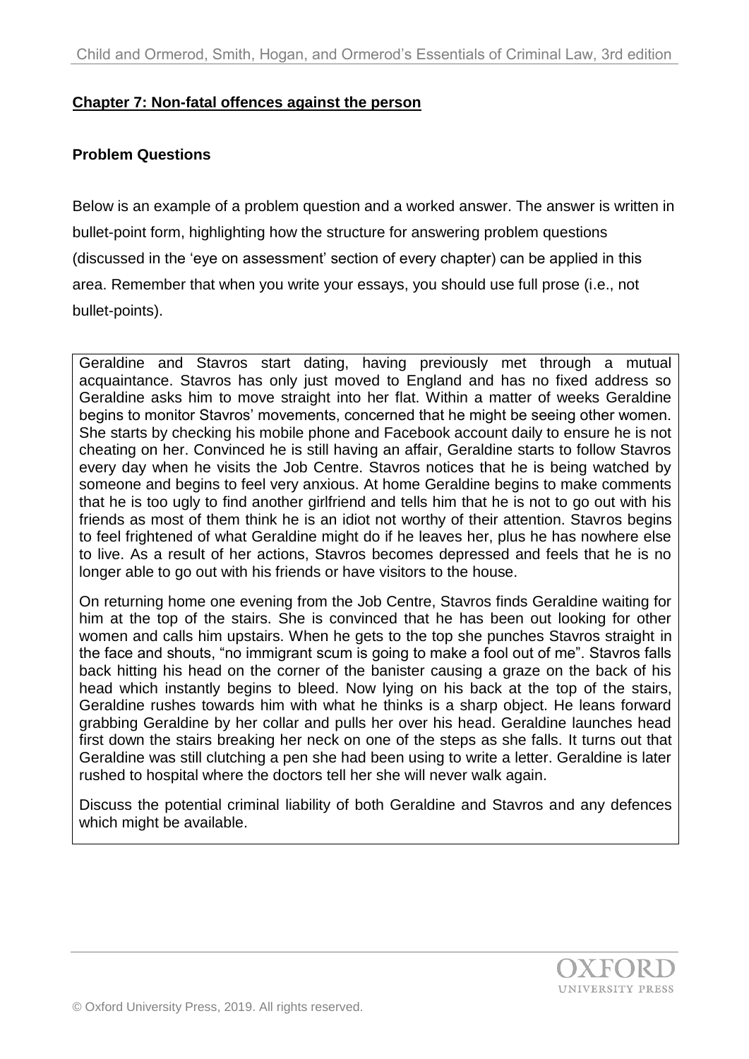## Chapter 7: Non-fatal offences against the person

### Problem Questions

Below is an example of a problem question and a worked answer. The answer is written in bullet-point form, highlighting how the structure for answering problem questions (discussed in the 'eye on assessment' section of every chapter) can be applied in this area. Remember that when you write your essays, you should use full prose (i.e., not bullet-points).

> Geraldine and Stavros start dating, having previously met through a mutual acquaintance. Stavros has only just moved to England and has no fixed address so Geraldine asks him to move straight into her flat. Within a matter of weeks Geraldine begins to monitor Stavros' movements, concerned that he might be seeing other women. She starts by checking his mobile phone and Facebook account daily to ensure he is not cheating on her. Convinced he is still having an affair, Geraldine starts to follow Stavros every day when he visits the Job Centre. Stavros notices that he is being watched by someone and begins to feel very anxious. At home Geraldine begins to make comments that he is too ugly to find another girlfriend and tells him that he is not to go out with his friends as most of them think he is an idiot not worthy of their attention. Stavros begins to feel frightened of what Geraldine might do if he leaves her, plus he has nowhere else to live. As a result of her actions, Stavros becomes depressed and feels that he is no longer able to go out with his friends or have visitors to the house.
>
> On returning home one evening from the Job Centre, Stavros finds Geraldine waiting for him at the top of the stairs. She is convinced that he has been out looking for other women and calls him upstairs. When he gets to the top she punches Stavros straight in the face and shouts, "no immigrant scum is going to make a fool out of me". Stavros falls back hitting his head on the corner of the banister causing a graze on the back of his head which instantly begins to bleed. Now lying on his back at the top of the stairs, Geraldine rushes towards him with what he thinks is a sharp object. He leans forward grabbing Geraldine by her collar and pulls her over his head. Geraldine launches head first down the stairs breaking her neck on one of the steps as she falls. It turns out that Geraldine was still clutching a pen she had been using to write a letter. Geraldine is later rushed to hospital where the doctors tell her she will never walk again.
>
> Discuss the potential criminal liability of both Geraldine and Stavros and any defences which might be available.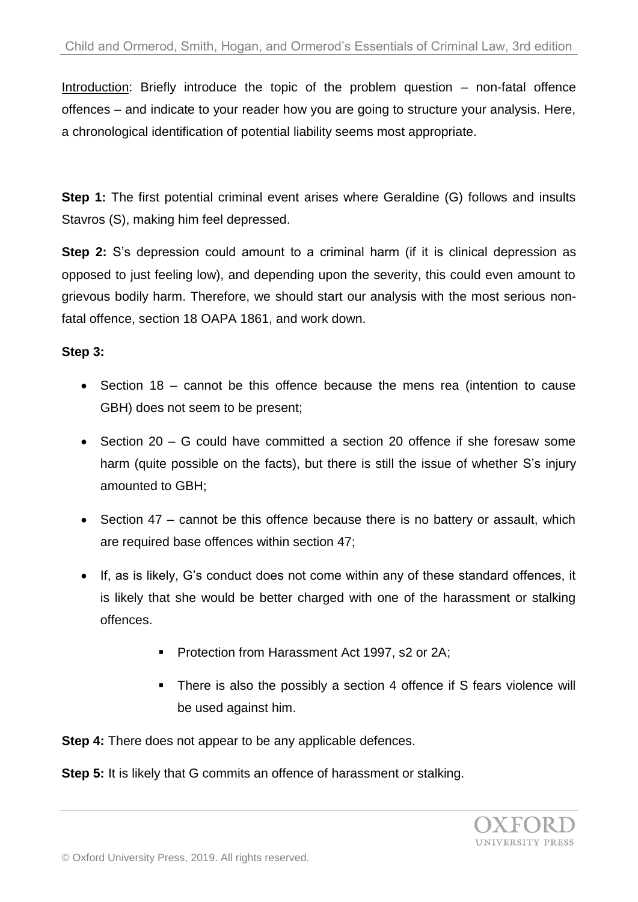Introduction: Briefly introduce the topic of the problem question – non-fatal offence offences – and indicate to your reader how you are going to structure your analysis. Here, a chronological identification of potential liability seems most appropriate.

**Step 1:** The first potential criminal event arises where Geraldine (G) follows and insults Stavros (S), making him feel depressed.

**Step 2:** S's depression could amount to a criminal harm (if it is clinical depression as opposed to just feeling low), and depending upon the severity, this could even amount to grievous bodily harm. Therefore, we should start our analysis with the most serious non-fatal offence, section 18 OAPA 1861, and work down.

**Step 3:**

- Section 18 – cannot be this offence because the mens rea (intention to cause GBH) does not seem to be present;
- Section 20 – G could have committed a section 20 offence if she foresaw some harm (quite possible on the facts), but there is still the issue of whether S's injury amounted to GBH;
- Section 47 – cannot be this offence because there is no battery or assault, which are required base offences within section 47;
- If, as is likely, G's conduct does not come within any of these standard offences, it is likely that she would be better charged with one of the harassment or stalking offences.
  - Protection from Harassment Act 1997, s2 or 2A;
  - There is also the possibly a section 4 offence if S fears violence will be used against him.

**Step 4:** There does not appear to be any applicable defences.

**Step 5:** It is likely that G commits an offence of harassment or stalking.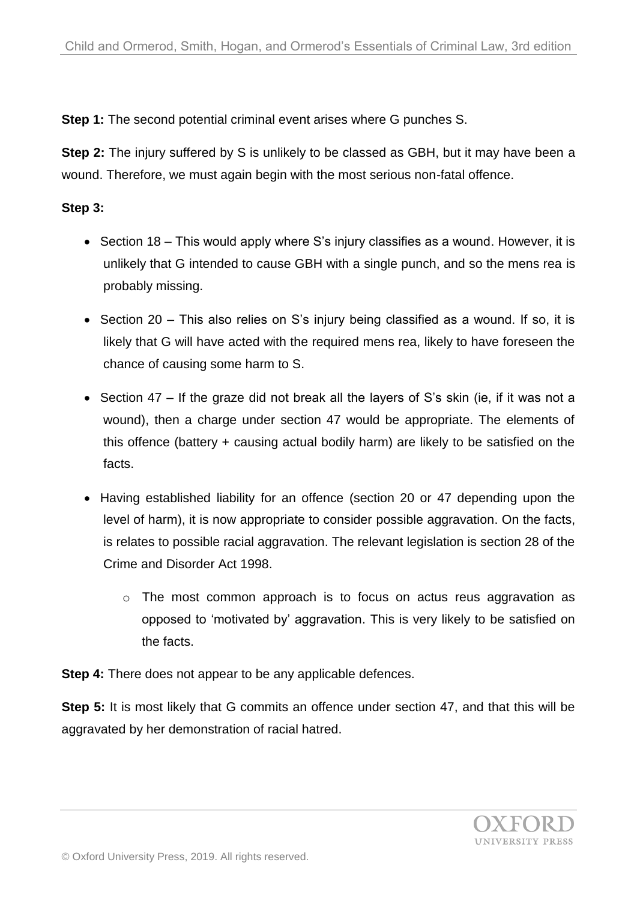**Step 1:** The second potential criminal event arises where G punches S.

**Step 2:** The injury suffered by S is unlikely to be classed as GBH, but it may have been a wound. Therefore, we must again begin with the most serious non-fatal offence.

**Step 3:**

- Section 18 – This would apply where S's injury classifies as a wound. However, it is unlikely that G intended to cause GBH with a single punch, and so the mens rea is probably missing.
- Section 20 – This also relies on S's injury being classified as a wound. If so, it is likely that G will have acted with the required mens rea, likely to have foreseen the chance of causing some harm to S.
- Section 47 – If the graze did not break all the layers of S's skin (ie, if it was not a wound), then a charge under section 47 would be appropriate. The elements of this offence (battery + causing actual bodily harm) are likely to be satisfied on the facts.
- Having established liability for an offence (section 20 or 47 depending upon the level of harm), it is now appropriate to consider possible aggravation. On the facts, is relates to possible racial aggravation. The relevant legislation is section 28 of the Crime and Disorder Act 1998.
    - The most common approach is to focus on actus reus aggravation as opposed to 'motivated by' aggravation. This is very likely to be satisfied on the facts.

**Step 4:** There does not appear to be any applicable defences.

**Step 5:** It is most likely that G commits an offence under section 47, and that this will be aggravated by her demonstration of racial hatred.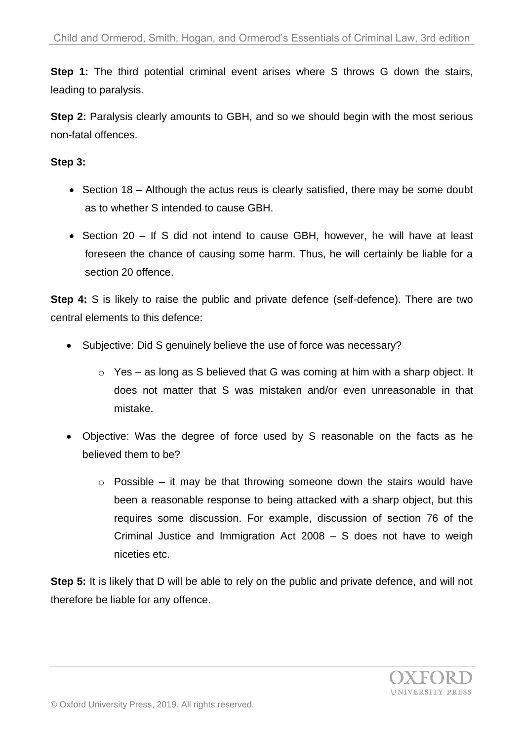**Step 1:** The third potential criminal event arises where S throws G down the stairs, leading to paralysis.

**Step 2:** Paralysis clearly amounts to GBH, and so we should begin with the most serious non-fatal offences.

**Step 3:**

- Section 18 – Although the actus reus is clearly satisfied, there may be some doubt as to whether S intended to cause GBH.
- Section 20 – If S did not intend to cause GBH, however, he will have at least foreseen the chance of causing some harm. Thus, he will certainly be liable for a section 20 offence.

**Step 4:** S is likely to raise the public and private defence (self-defence). There are two central elements to this defence:

- Subjective: Did S genuinely believe the use of force was necessary?
    - Yes – as long as S believed that G was coming at him with a sharp object. It does not matter that S was mistaken and/or even unreasonable in that mistake.
- Objective: Was the degree of force used by S reasonable on the facts as he believed them to be?
    - Possible – it may be that throwing someone down the stairs would have been a reasonable response to being attacked with a sharp object, but this requires some discussion. For example, discussion of section 76 of the Criminal Justice and Immigration Act 2008 – S does not have to weigh niceties etc.

**Step 5:** It is likely that D will be able to rely on the public and private defence, and will not therefore be liable for any offence.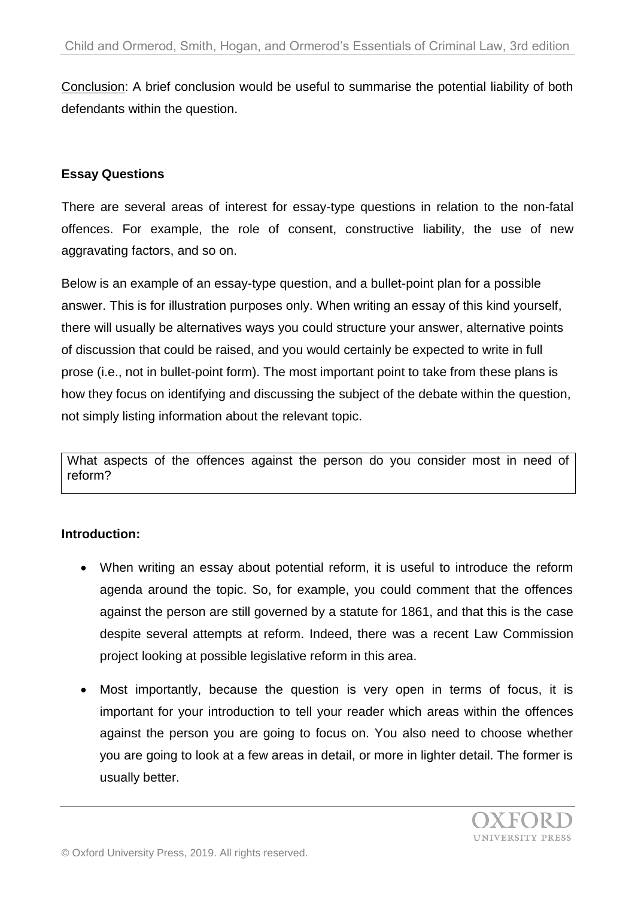<u>Conclusion</u>: A brief conclusion would be useful to summarise the potential liability of both defendants within the question.

**Essay Questions**

There are several areas of interest for essay-type questions in relation to the non-fatal offences. For example, the role of consent, constructive liability, the use of new aggravating factors, and so on.

Below is an example of an essay-type question, and a bullet-point plan for a possible answer. This is for illustration purposes only. When writing an essay of this kind yourself, there will usually be alternatives ways you could structure your answer, alternative points of discussion that could be raised, and you would certainly be expected to write in full prose (i.e., not in bullet-point form). The most important point to take from these plans is how they focus on identifying and discussing the subject of the debate within the question, not simply listing information about the relevant topic.

> What aspects of the offences against the person do you consider most in need of reform?

**Introduction:**

- When writing an essay about potential reform, it is useful to introduce the reform agenda around the topic. So, for example, you could comment that the offences against the person are still governed by a statute for 1861, and that this is the case despite several attempts at reform. Indeed, there was a recent Law Commission project looking at possible legislative reform in this area.
- Most importantly, because the question is very open in terms of focus, it is important for your introduction to tell your reader which areas within the offences against the person you are going to focus on. You also need to choose whether you are going to look at a few areas in detail, or more in lighter detail. The former is usually better.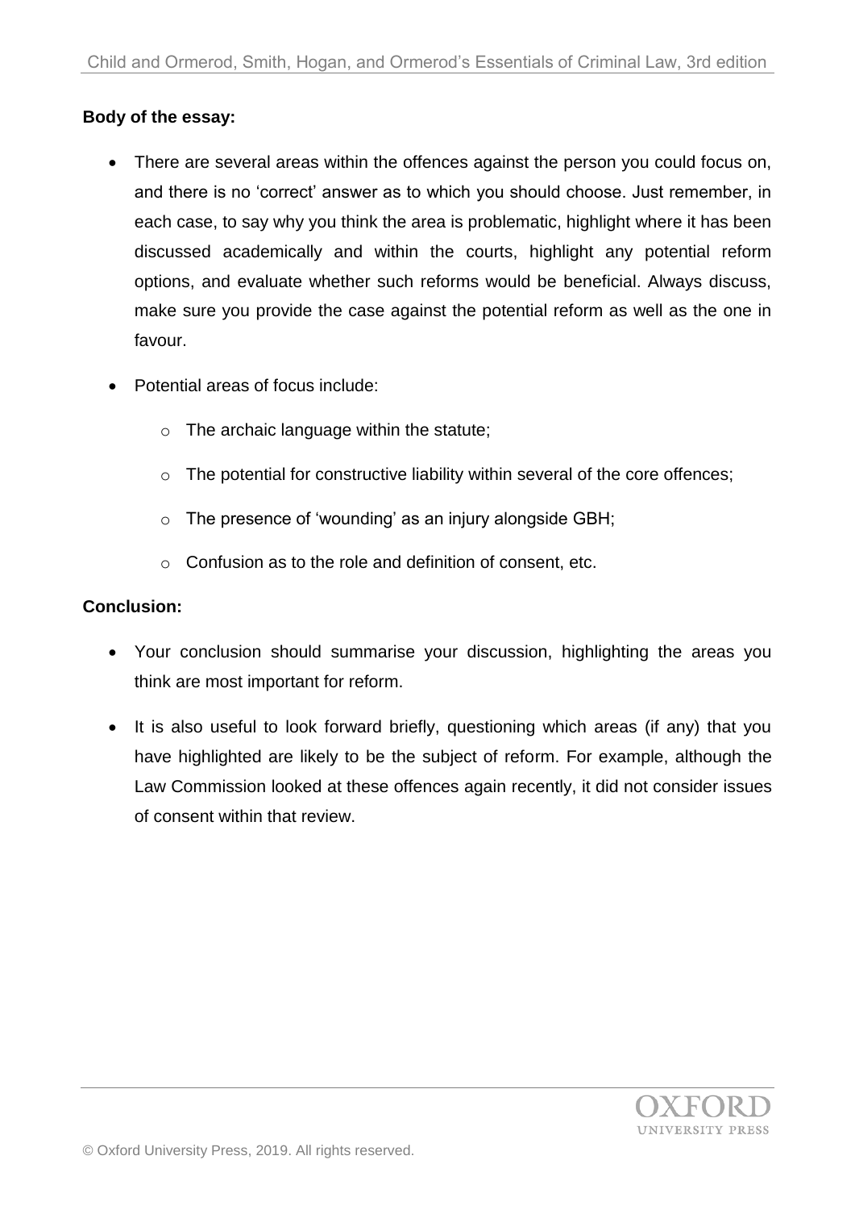**Body of the essay:**

- There are several areas within the offences against the person you could focus on, and there is no 'correct' answer as to which you should choose. Just remember, in each case, to say why you think the area is problematic, highlight where it has been discussed academically and within the courts, highlight any potential reform options, and evaluate whether such reforms would be beneficial. Always discuss, make sure you provide the case against the potential reform as well as the one in favour.
- Potential areas of focus include:
  - The archaic language within the statute;
  - The potential for constructive liability within several of the core offences;
  - The presence of 'wounding' as an injury alongside GBH;
  - Confusion as to the role and definition of consent, etc.

**Conclusion:**

- Your conclusion should summarise your discussion, highlighting the areas you think are most important for reform.
- It is also useful to look forward briefly, questioning which areas (if any) that you have highlighted are likely to be the subject of reform. For example, although the Law Commission looked at these offences again recently, it did not consider issues of consent within that review.